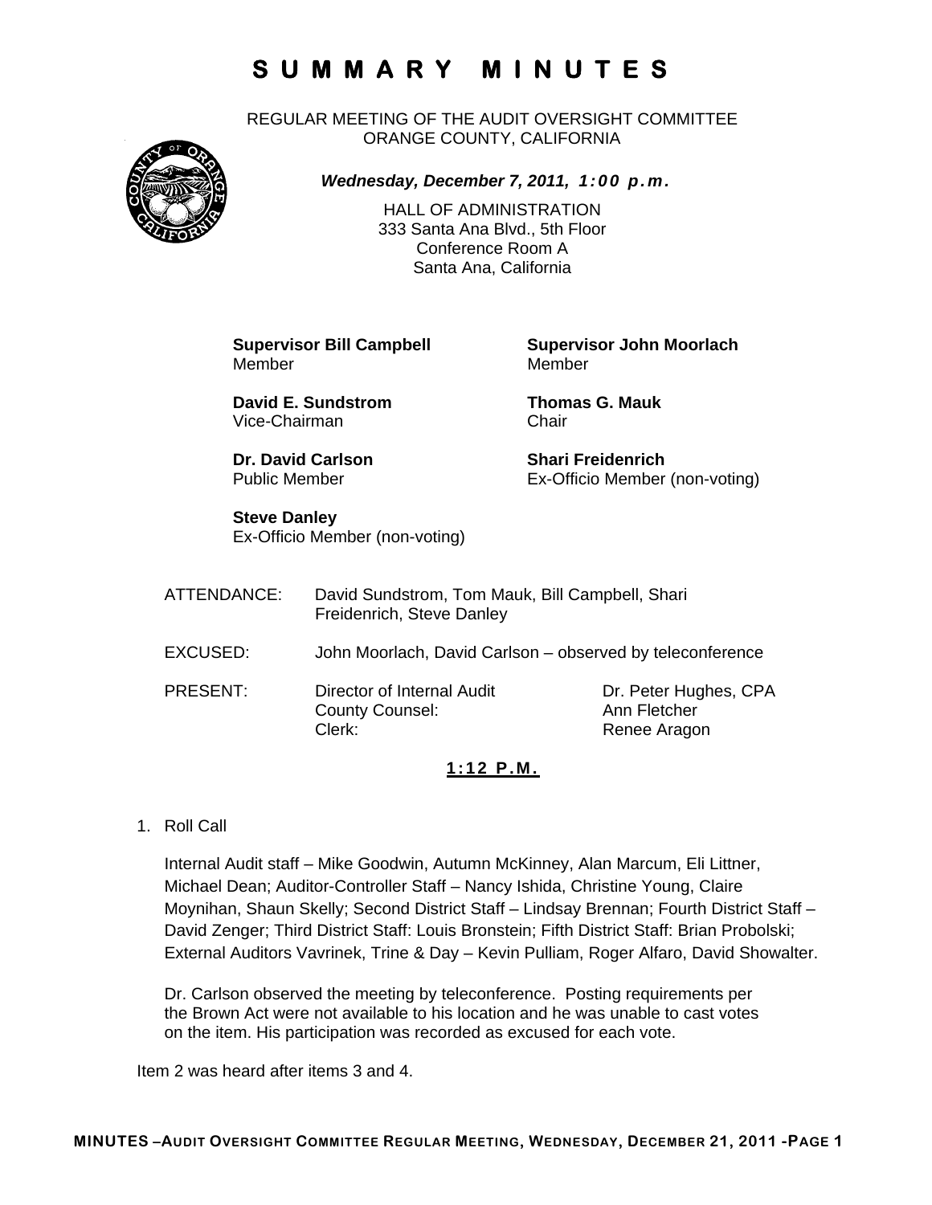# SUMMARY MINUTES

REGULAR MEETING OF THE AUDIT OVERSIGHT COMMITTEE
ORANGE COUNTY, CALIFORNIA

***Wednesday, December 7, 2011, 1:00 p.m.***

HALL OF ADMINISTRATION
333 Santa Ana Blvd., 5th Floor
Conference Room A
Santa Ana, California

**Supervisor Bill Campbell**
Member

**Supervisor John Moorlach**
Member

**David E. Sundstrom**
Vice-Chairman

**Thomas G. Mauk**
Chair

**Dr. David Carlson**
Public Member

**Shari Freidenrich**
Ex-Officio Member (non-voting)

**Steve Danley**
Ex-Officio Member (non-voting)

ATTENDANCE: David Sundstrom, Tom Mauk, Bill Campbell, Shari Freidenrich, Steve Danley

EXCUSED: John Moorlach, David Carlson – observed by teleconference

| PRESENT: | | |
|---|---|---|
| | Director of Internal Audit | Dr. Peter Hughes, CPA |
| | County Counsel: | Ann Fletcher |
| | Clerk: | Renee Aragon |

**1:12 P.M.**

1. Roll Call

   Internal Audit staff – Mike Goodwin, Autumn McKinney, Alan Marcum, Eli Littner, Michael Dean; Auditor-Controller Staff – Nancy Ishida, Christine Young, Claire Moynihan, Shaun Skelly; Second District Staff – Lindsay Brennan; Fourth District Staff – David Zenger; Third District Staff: Louis Bronstein; Fifth District Staff: Brian Probolski; External Auditors Vavrinek, Trine & Day – Kevin Pulliam, Roger Alfaro, David Showalter.

   Dr. Carlson observed the meeting by teleconference. Posting requirements per the Brown Act were not available to his location and he was unable to cast votes on the item. His participation was recorded as excused for each vote.

Item 2 was heard after items 3 and 4.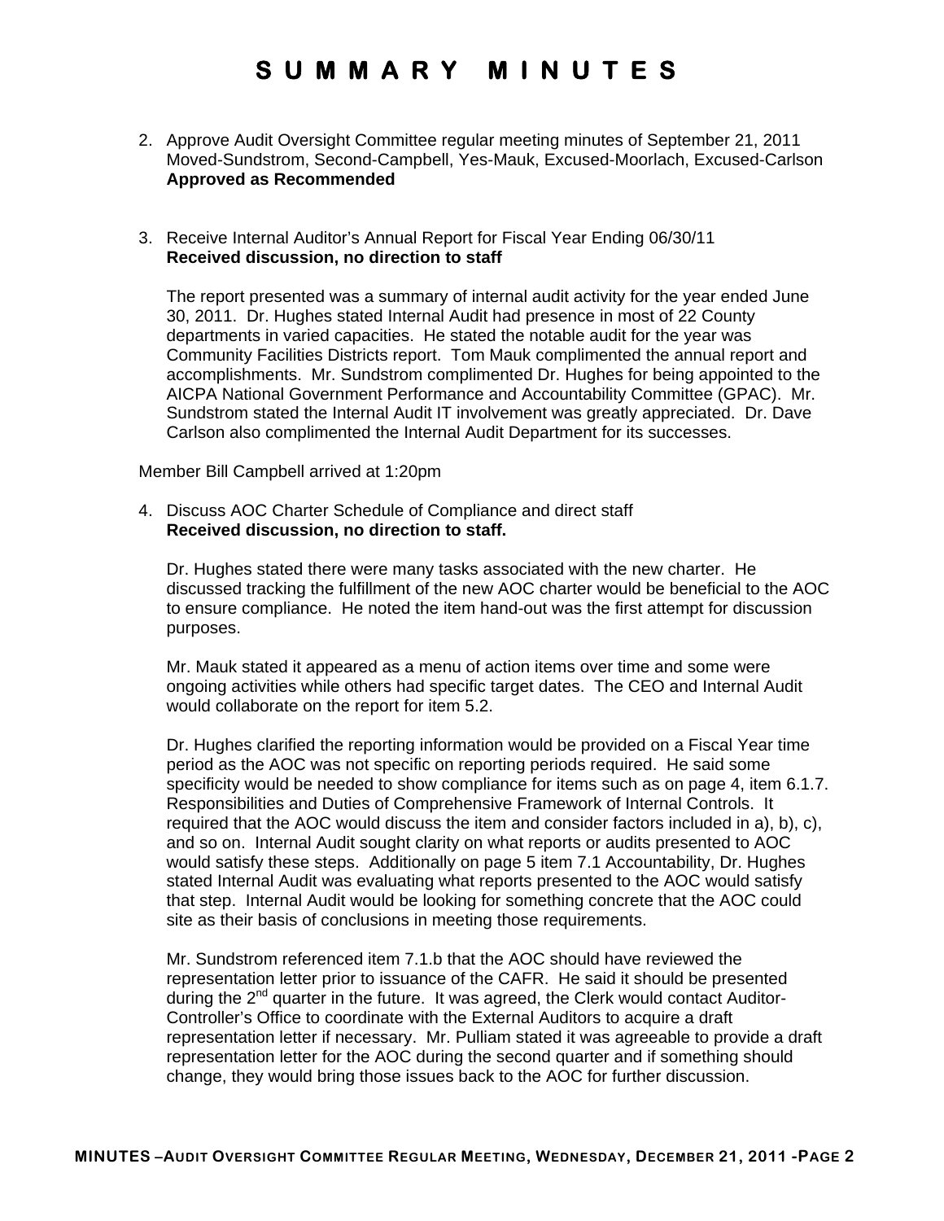# SUMMARY MINUTES

2. Approve Audit Oversight Committee regular meeting minutes of September 21, 2011
   Moved-Sundstrom, Second-Campbell, Yes-Mauk, Excused-Moorlach, Excused-Carlson
   **Approved as Recommended**

3. Receive Internal Auditor's Annual Report for Fiscal Year Ending 06/30/11
   **Received discussion, no direction to staff**

   The report presented was a summary of internal audit activity for the year ended June 30, 2011. Dr. Hughes stated Internal Audit had presence in most of 22 County departments in varied capacities. He stated the notable audit for the year was Community Facilities Districts report. Tom Mauk complimented the annual report and accomplishments. Mr. Sundstrom complimented Dr. Hughes for being appointed to the AICPA National Government Performance and Accountability Committee (GPAC). Mr. Sundstrom stated the Internal Audit IT involvement was greatly appreciated. Dr. Dave Carlson also complimented the Internal Audit Department for its successes.

Member Bill Campbell arrived at 1:20pm

4. Discuss AOC Charter Schedule of Compliance and direct staff
   **Received discussion, no direction to staff.**

   Dr. Hughes stated there were many tasks associated with the new charter. He discussed tracking the fulfillment of the new AOC charter would be beneficial to the AOC to ensure compliance. He noted the item hand-out was the first attempt for discussion purposes.

   Mr. Mauk stated it appeared as a menu of action items over time and some were ongoing activities while others had specific target dates. The CEO and Internal Audit would collaborate on the report for item 5.2.

   Dr. Hughes clarified the reporting information would be provided on a Fiscal Year time period as the AOC was not specific on reporting periods required. He said some specificity would be needed to show compliance for items such as on page 4, item 6.1.7. Responsibilities and Duties of Comprehensive Framework of Internal Controls. It required that the AOC would discuss the item and consider factors included in a), b), c), and so on. Internal Audit sought clarity on what reports or audits presented to AOC would satisfy these steps. Additionally on page 5 item 7.1 Accountability, Dr. Hughes stated Internal Audit was evaluating what reports presented to the AOC would satisfy that step. Internal Audit would be looking for something concrete that the AOC could site as their basis of conclusions in meeting those requirements.

   Mr. Sundstrom referenced item 7.1.b that the AOC should have reviewed the representation letter prior to issuance of the CAFR. He said it should be presented during the 2nd quarter in the future. It was agreed, the Clerk would contact Auditor-Controller's Office to coordinate with the External Auditors to acquire a draft representation letter if necessary. Mr. Pulliam stated it was agreeable to provide a draft representation letter for the AOC during the second quarter and if something should change, they would bring those issues back to the AOC for further discussion.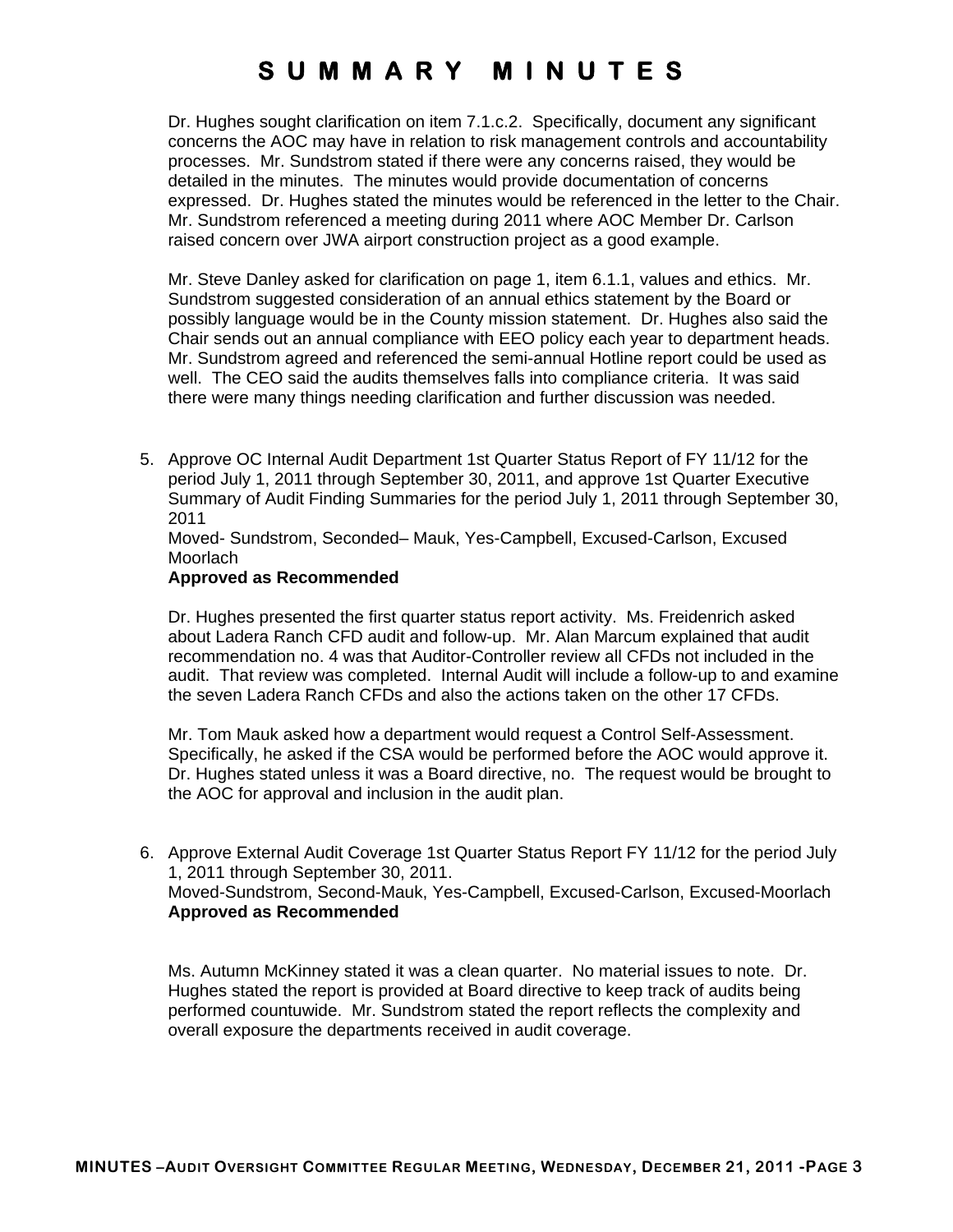# SUMMARY MINUTES

Dr. Hughes sought clarification on item 7.1.c.2. Specifically, document any significant concerns the AOC may have in relation to risk management controls and accountability processes. Mr. Sundstrom stated if there were any concerns raised, they would be detailed in the minutes. The minutes would provide documentation of concerns expressed. Dr. Hughes stated the minutes would be referenced in the letter to the Chair. Mr. Sundstrom referenced a meeting during 2011 where AOC Member Dr. Carlson raised concern over JWA airport construction project as a good example.

Mr. Steve Danley asked for clarification on page 1, item 6.1.1, values and ethics. Mr. Sundstrom suggested consideration of an annual ethics statement by the Board or possibly language would be in the County mission statement. Dr. Hughes also said the Chair sends out an annual compliance with EEO policy each year to department heads. Mr. Sundstrom agreed and referenced the semi-annual Hotline report could be used as well. The CEO said the audits themselves falls into compliance criteria. It was said there were many things needing clarification and further discussion was needed.

5. Approve OC Internal Audit Department 1st Quarter Status Report of FY 11/12 for the period July 1, 2011 through September 30, 2011, and approve 1st Quarter Executive Summary of Audit Finding Summaries for the period July 1, 2011 through September 30, 2011
   Moved- Sundstrom, Seconded– Mauk, Yes-Campbell, Excused-Carlson, Excused Moorlach
   **Approved as Recommended**

   Dr. Hughes presented the first quarter status report activity. Ms. Freidenrich asked about Ladera Ranch CFD audit and follow-up. Mr. Alan Marcum explained that audit recommendation no. 4 was that Auditor-Controller review all CFDs not included in the audit. That review was completed. Internal Audit will include a follow-up to and examine the seven Ladera Ranch CFDs and also the actions taken on the other 17 CFDs.

   Mr. Tom Mauk asked how a department would request a Control Self-Assessment. Specifically, he asked if the CSA would be performed before the AOC would approve it. Dr. Hughes stated unless it was a Board directive, no. The request would be brought to the AOC for approval and inclusion in the audit plan.

6. Approve External Audit Coverage 1st Quarter Status Report FY 11/12 for the period July 1, 2011 through September 30, 2011.
   Moved-Sundstrom, Second-Mauk, Yes-Campbell, Excused-Carlson, Excused-Moorlach
   **Approved as Recommended**

   Ms. Autumn McKinney stated it was a clean quarter. No material issues to note. Dr. Hughes stated the report is provided at Board directive to keep track of audits being performed countuwide. Mr. Sundstrom stated the report reflects the complexity and overall exposure the departments received in audit coverage.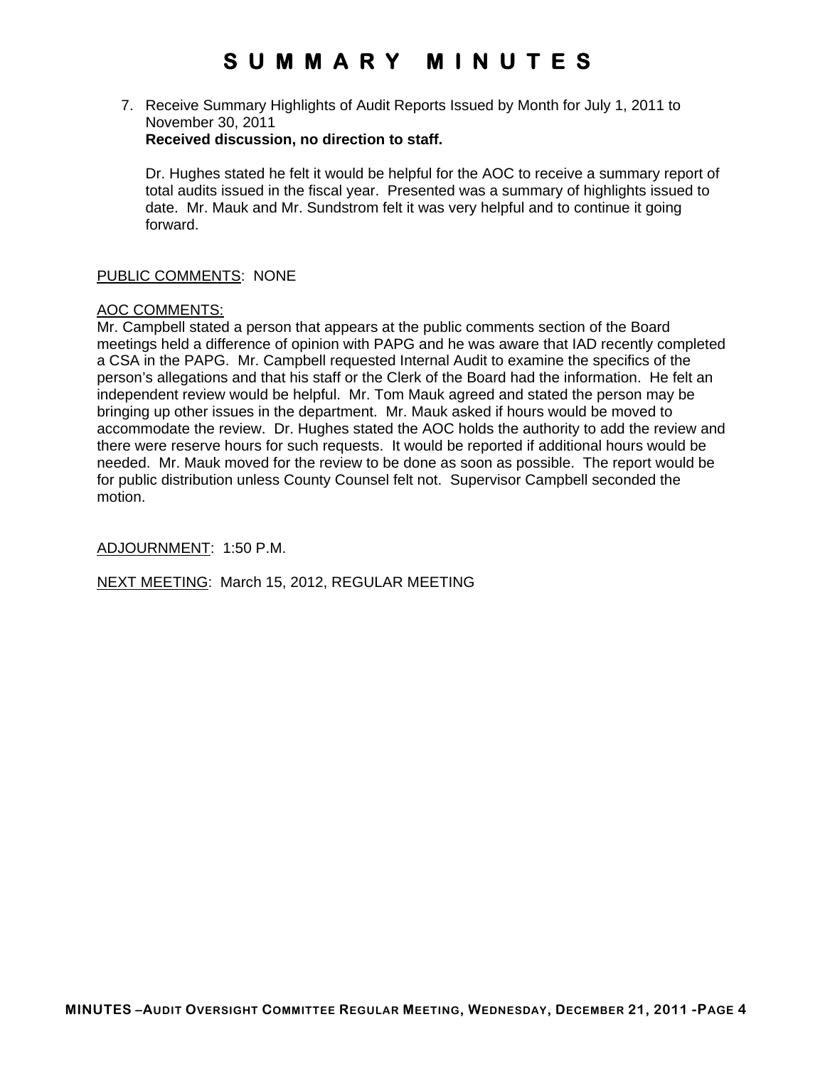# SUMMARY MINUTES

7. Receive Summary Highlights of Audit Reports Issued by Month for July 1, 2011 to November 30, 2011
   **Received discussion, no direction to staff.**

   Dr. Hughes stated he felt it would be helpful for the AOC to receive a summary report of total audits issued in the fiscal year. Presented was a summary of highlights issued to date. Mr. Mauk and Mr. Sundstrom felt it was very helpful and to continue it going forward.

PUBLIC COMMENTS: NONE

AOC COMMENTS:
Mr. Campbell stated a person that appears at the public comments section of the Board meetings held a difference of opinion with PAPG and he was aware that IAD recently completed a CSA in the PAPG. Mr. Campbell requested Internal Audit to examine the specifics of the person's allegations and that his staff or the Clerk of the Board had the information. He felt an independent review would be helpful. Mr. Tom Mauk agreed and stated the person may be bringing up other issues in the department. Mr. Mauk asked if hours would be moved to accommodate the review. Dr. Hughes stated the AOC holds the authority to add the review and there were reserve hours for such requests. It would be reported if additional hours would be needed. Mr. Mauk moved for the review to be done as soon as possible. The report would be for public distribution unless County Counsel felt not. Supervisor Campbell seconded the motion.

ADJOURNMENT: 1:50 P.M.

NEXT MEETING: March 15, 2012, REGULAR MEETING